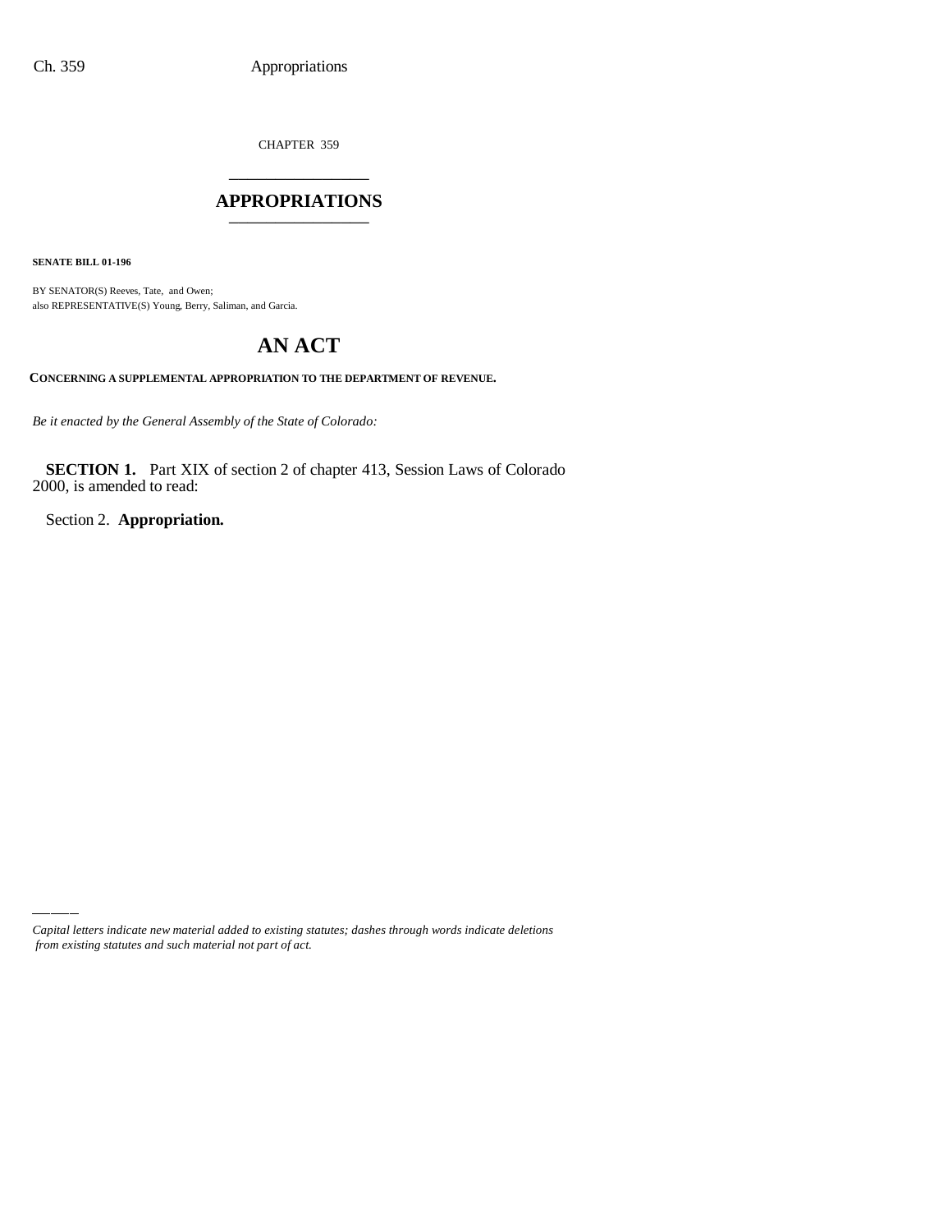CHAPTER 359

# APPROPRIATIONS

**SENATE BILL 01-196**

BY SENATOR(S) Reeves, Tate, and Owen;
also REPRESENTATIVE(S) Young, Berry, Saliman, and Garcia.

# AN ACT

**CONCERNING A SUPPLEMENTAL APPROPRIATION TO THE DEPARTMENT OF REVENUE.**

*Be it enacted by the General Assembly of the State of Colorado:*

**SECTION 1.** Part XIX of section 2 of chapter 413, Session Laws of Colorado 2000, is amended to read:

Section 2. **Appropriation.**

*Capital letters indicate new material added to existing statutes; dashes through words indicate deletions from existing statutes and such material not part of act.*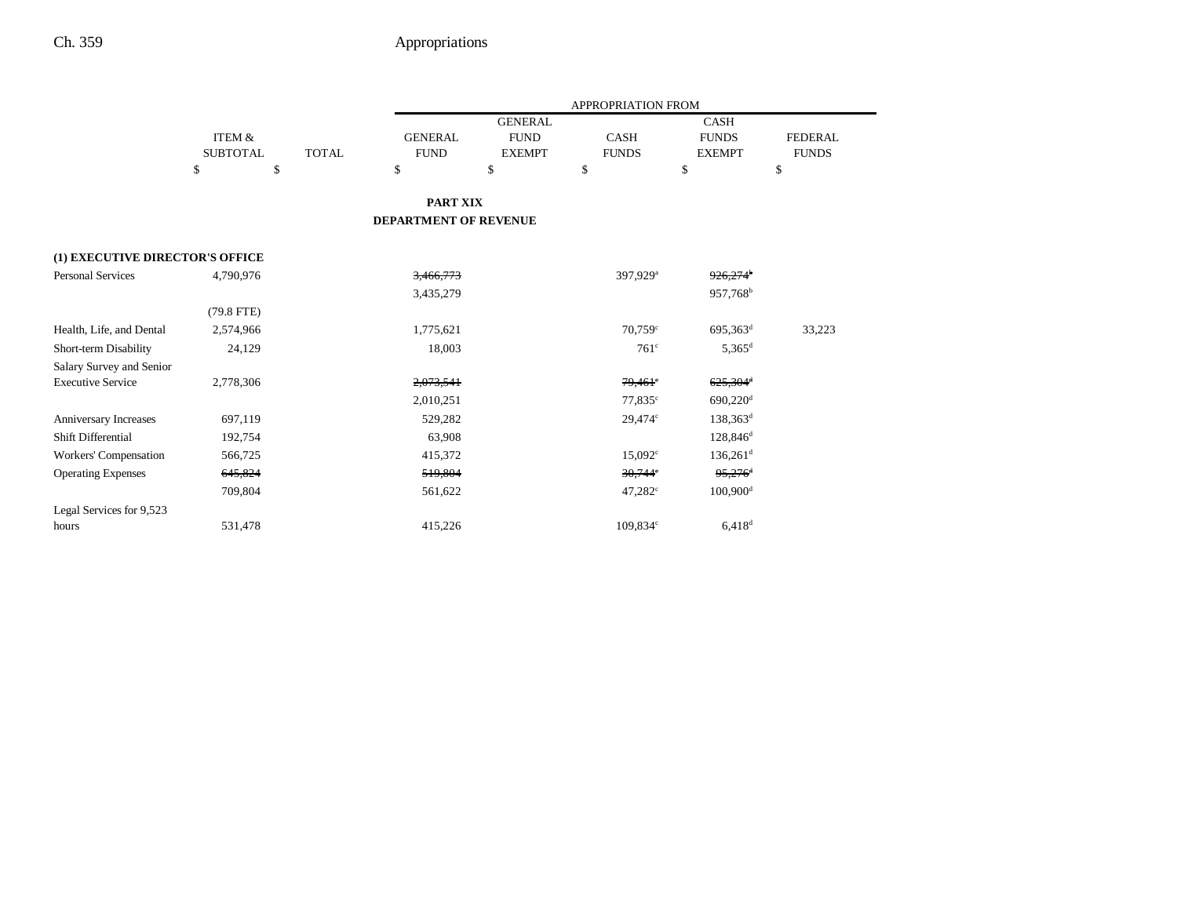| | ITEM & SUBTOTAL | TOTAL | GENERAL FUND | GENERAL FUND EXEMPT | CASH FUNDS | CASH FUNDS EXEMPT | FEDERAL FUNDS |
|---|---|---|---|---|---|---|---|
| | | | APPROPRIATION FROM | | | | |
| | $ | $ | $ | $ | $ | $ | $ |

**PART XIX**
**DEPARTMENT OF REVENUE**

| | ITEM & SUBTOTAL | TOTAL | GENERAL FUND | GENERAL FUND EXEMPT | CASH FUNDS | CASH FUNDS EXEMPT | FEDERAL FUNDS |
|---|---|---|---|---|---|---|---|
| **(1) EXECUTIVE DIRECTOR'S OFFICE** | | | | | | | |
| Personal Services | 4,790,976 | | ~~3,466,773~~ | | 397,929[a] | ~~926,274[b]~~ | |
| | | | 3,435,279 | | | 957,768[b] | |
| | (79.8 FTE) | | | | | | |
| Health, Life, and Dental | 2,574,966 | | 1,775,621 | | 70,759[c] | 695,363[d] | 33,223 |
| Short-term Disability | 24,129 | | 18,003 | | 761[c] | 5,365[d] | |
| Salary Survey and Senior Executive Service | 2,778,306 | | ~~2,073,541~~ | | ~~79,461[c]~~ | ~~625,304[d]~~ | |
| | | | 2,010,251 | | 77,835[c] | 690,220[d] | |
| Anniversary Increases | 697,119 | | 529,282 | | 29,474[c] | 138,363[d] | |
| Shift Differential | 192,754 | | 63,908 | | | 128,846[d] | |
| Workers' Compensation | 566,725 | | 415,372 | | 15,092[c] | 136,261[d] | |
| Operating Expenses | ~~645,824~~ | | ~~519,804~~ | | ~~30,744[c]~~ | ~~95,276[d]~~ | |
| | 709,804 | | 561,622 | | 47,282[c] | 100,900[d] | |
| Legal Services for 9,523 hours | 531,478 | | 415,226 | | 109,834[c] | 6,418[d] | |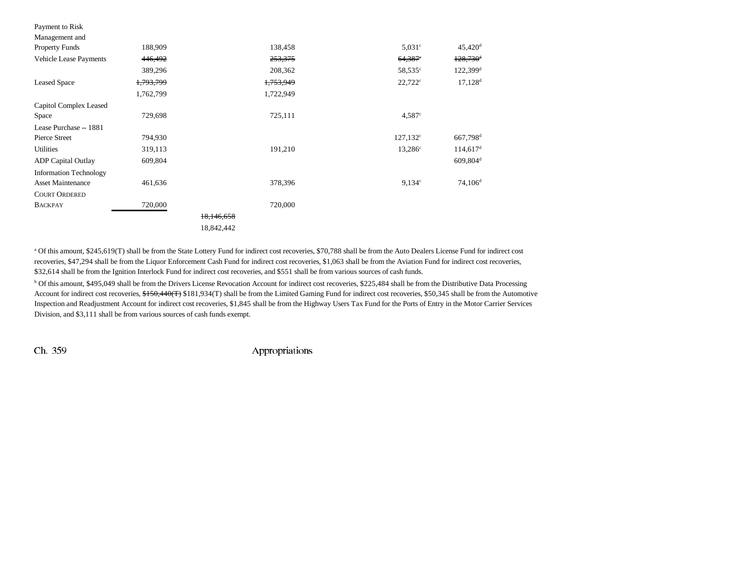| | | | | | |
|---|---|---|---|---|---|
| Payment to Risk Management and Property Funds | 188,909 | | 138,458 | 5,031[c] | 45,420[d] |
| Vehicle Lease Payments | ~~446,492~~ | | ~~253,375~~ | ~~64,387~~[c] | ~~128,730~~[d] |
| | 389,296 | | 208,362 | 58,535[c] | 122,399[d] |
| Leased Space | ~~1,793,799~~ | | ~~1,753,949~~ | 22,722[c] | 17,128[d] |
| | 1,762,799 | | 1,722,949 | | |
| Capitol Complex Leased Space | 729,698 | | 725,111 | 4,587[c] | |
| Lease Purchase -- 1881 Pierce Street | 794,930 | | | 127,132[c] | 667,798[d] |
| Utilities | 319,113 | | 191,210 | 13,286[c] | 114,617[d] |
| ADP Capital Outlay | 609,804 | | | | 609,804[d] |
| Information Technology Asset Maintenance | 461,636 | | 378,396 | 9,134[c] | 74,106[d] |
| COURT ORDERED BACKPAY | 720,000 | | 720,000 | | |
| | | ~~18,146,658~~ | | | |
| | | 18,842,442 | | | |

[a] Of this amount, $245,619(T) shall be from the State Lottery Fund for indirect cost recoveries, $70,788 shall be from the Auto Dealers License Fund for indirect cost recoveries, $47,294 shall be from the Liquor Enforcement Cash Fund for indirect cost recoveries, $1,063 shall be from the Aviation Fund for indirect cost recoveries, $32,614 shall be from the Ignition Interlock Fund for indirect cost recoveries, and $551 shall be from various sources of cash funds.

[b] Of this amount, $495,049 shall be from the Drivers License Revocation Account for indirect cost recoveries, $225,484 shall be from the Distributive Data Processing Account for indirect cost recoveries, ~~$150,440(T)~~ $181,934(T) shall be from the Limited Gaming Fund for indirect cost recoveries, $50,345 shall be from the Automotive Inspection and Readjustment Account for indirect cost recoveries, $1,845 shall be from the Highway Users Tax Fund for the Ports of Entry in the Motor Carrier Services Division, and $3,111 shall be from various sources of cash funds exempt.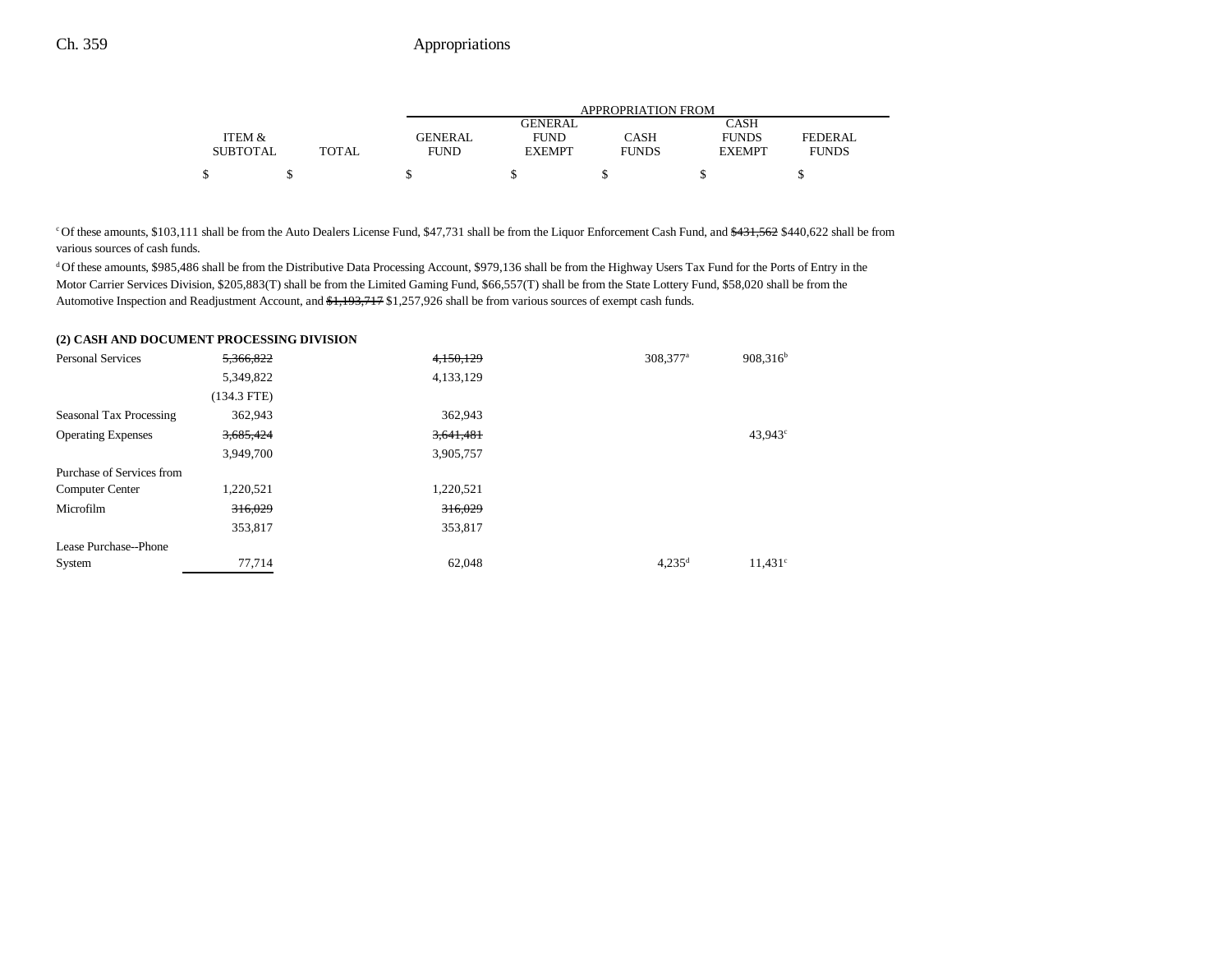| | ITEM & SUBTOTAL | TOTAL | GENERAL FUND | GENERAL FUND EXEMPT | CASH FUNDS | CASH FUNDS EXEMPT | FEDERAL FUNDS |
|---|---|---|---|---|---|---|---|
| | | | APPROPRIATION FROM | | | | |
| | $ | $ | $ | $ | $ | $ | $ |

[c] Of these amounts, $103,111 shall be from the Auto Dealers License Fund, $47,731 shall be from the Liquor Enforcement Cash Fund, and ~~$431,562~~ $440,622 shall be from various sources of cash funds.

[d] Of these amounts, $985,486 shall be from the Distributive Data Processing Account, $979,136 shall be from the Highway Users Tax Fund for the Ports of Entry in the Motor Carrier Services Division, $205,883(T) shall be from the Limited Gaming Fund, $66,557(T) shall be from the State Lottery Fund, $58,020 shall be from the Automotive Inspection and Readjustment Account, and ~~$1,193,717~~ $1,257,926 shall be from various sources of exempt cash funds.

**(2) CASH AND DOCUMENT PROCESSING DIVISION**

| | ITEM & SUBTOTAL | TOTAL | GENERAL FUND | GENERAL FUND EXEMPT | CASH FUNDS | CASH FUNDS EXEMPT | FEDERAL FUNDS |
|---|---|---|---|---|---|---|---|
| Personal Services | ~~5,366,822~~ | | ~~4,150,129~~ | | 308,377[a] | 908,316[b] | |
| | 5,349,822 | | 4,133,129 | | | | |
| | (134.3 FTE) | | | | | | |
| Seasonal Tax Processing | 362,943 | | 362,943 | | | | |
| Operating Expenses | ~~3,685,424~~ | | ~~3,641,481~~ | | | 43,943[c] | |
| | 3,949,700 | | 3,905,757 | | | | |
| Purchase of Services from Computer Center | 1,220,521 | | 1,220,521 | | | | |
| Microfilm | ~~316,029~~ | | ~~316,029~~ | | | | |
| | 353,817 | | 353,817 | | | | |
| Lease Purchase--Phone System | 77,714 | | 62,048 | | 4,235[d] | 11,431[c] | |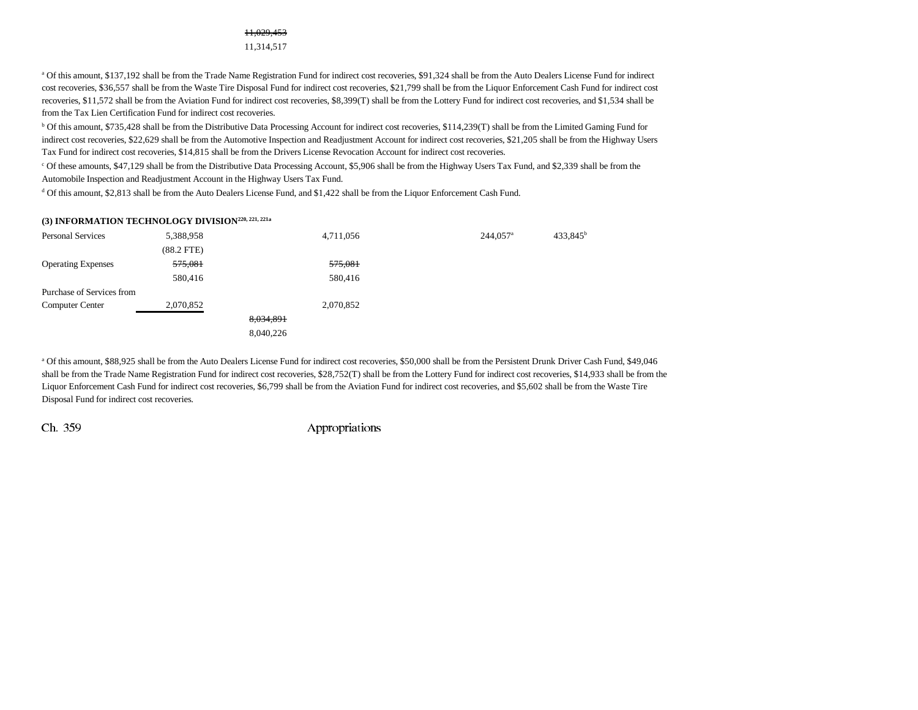~~11,029,453~~
11,314,517

[a] Of this amount, $137,192 shall be from the Trade Name Registration Fund for indirect cost recoveries, $91,324 shall be from the Auto Dealers License Fund for indirect cost recoveries, $36,557 shall be from the Waste Tire Disposal Fund for indirect cost recoveries, $21,799 shall be from the Liquor Enforcement Cash Fund for indirect cost recoveries, $11,572 shall be from the Aviation Fund for indirect cost recoveries, $8,399(T) shall be from the Lottery Fund for indirect cost recoveries, and $1,534 shall be from the Tax Lien Certification Fund for indirect cost recoveries.

[b] Of this amount, $735,428 shall be from the Distributive Data Processing Account for indirect cost recoveries, $114,239(T) shall be from the Limited Gaming Fund for indirect cost recoveries, $22,629 shall be from the Automotive Inspection and Readjustment Account for indirect cost recoveries, $21,205 shall be from the Highway Users Tax Fund for indirect cost recoveries, $14,815 shall be from the Drivers License Revocation Account for indirect cost recoveries.

[c] Of these amounts, $47,129 shall be from the Distributive Data Processing Account, $5,906 shall be from the Highway Users Tax Fund, and $2,339 shall be from the Automobile Inspection and Readjustment Account in the Highway Users Tax Fund.

[d] Of this amount, $2,813 shall be from the Auto Dealers License Fund, and $1,422 shall be from the Liquor Enforcement Cash Fund.

**(3) INFORMATION TECHNOLOGY DIVISION**[220, 221, 221a]

| | | | | | | |
|---|---|---|---|---|---|---|
| Personal Services | 5,388,958 | | 4,711,056 | | 244,057[a] | 433,845[b] |
| | (88.2 FTE) | | | | | |
| Operating Expenses | ~~575,081~~ | | ~~575,081~~ | | | |
| | 580,416 | | 580,416 | | | |
| Purchase of Services from Computer Center | 2,070,852 | | 2,070,852 | | | |
| | | ~~8,034,891~~ | | | | |
| | | 8,040,226 | | | | |

[a] Of this amount, $88,925 shall be from the Auto Dealers License Fund for indirect cost recoveries, $50,000 shall be from the Persistent Drunk Driver Cash Fund, $49,046 shall be from the Trade Name Registration Fund for indirect cost recoveries, $28,752(T) shall be from the Lottery Fund for indirect cost recoveries, $14,933 shall be from the Liquor Enforcement Cash Fund for indirect cost recoveries, $6,799 shall be from the Aviation Fund for indirect cost recoveries, and $5,602 shall be from the Waste Tire Disposal Fund for indirect cost recoveries.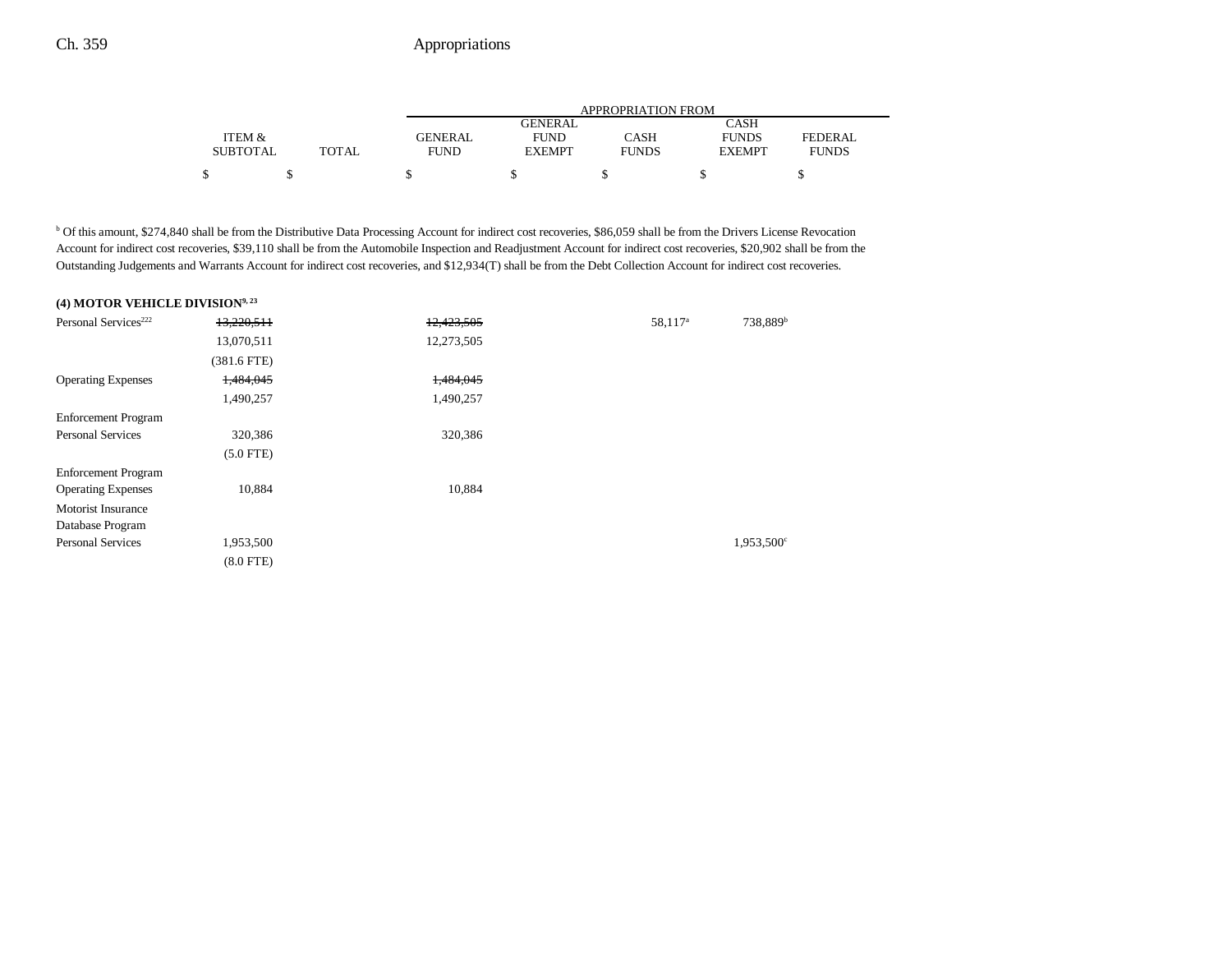| | ITEM & SUBTOTAL | TOTAL | APPROPRIATION FROM GENERAL FUND | GENERAL FUND EXEMPT | CASH FUNDS | CASH FUNDS EXEMPT | FEDERAL FUNDS |
|---|---|---|---|---|---|---|---|
| | $ | $ | $ | $ | $ | $ | $ |

[b] Of this amount, $274,840 shall be from the Distributive Data Processing Account for indirect cost recoveries, $86,059 shall be from the Drivers License Revocation Account for indirect cost recoveries, $39,110 shall be from the Automobile Inspection and Readjustment Account for indirect cost recoveries, $20,902 shall be from the Outstanding Judgements and Warrants Account for indirect cost recoveries, and $12,934(T) shall be from the Debt Collection Account for indirect cost recoveries.

**(4) MOTOR VEHICLE DIVISION[9, 23]**

| | ITEM & SUBTOTAL | TOTAL | GENERAL FUND | GENERAL FUND EXEMPT | CASH FUNDS | CASH FUNDS EXEMPT | FEDERAL FUNDS |
|---|---|---|---|---|---|---|---|
| Personal Services[222] | ~~13,220,511~~ | | ~~12,423,505~~ | | 58,117[a] | 738,889[b] | |
| | 13,070,511 | | 12,273,505 | | | | |
| | (381.6 FTE) | | | | | | |
| Operating Expenses | ~~1,484,045~~ | | ~~1,484,045~~ | | | | |
| | 1,490,257 | | 1,490,257 | | | | |
| Enforcement Program Personal Services | 320,386 | | 320,386 | | | | |
| | (5.0 FTE) | | | | | | |
| Enforcement Program Operating Expenses | 10,884 | | 10,884 | | | | |
| Motorist Insurance Database Program Personal Services | 1,953,500 | | | | | 1,953,500[c] | |
| | (8.0 FTE) | | | | | | |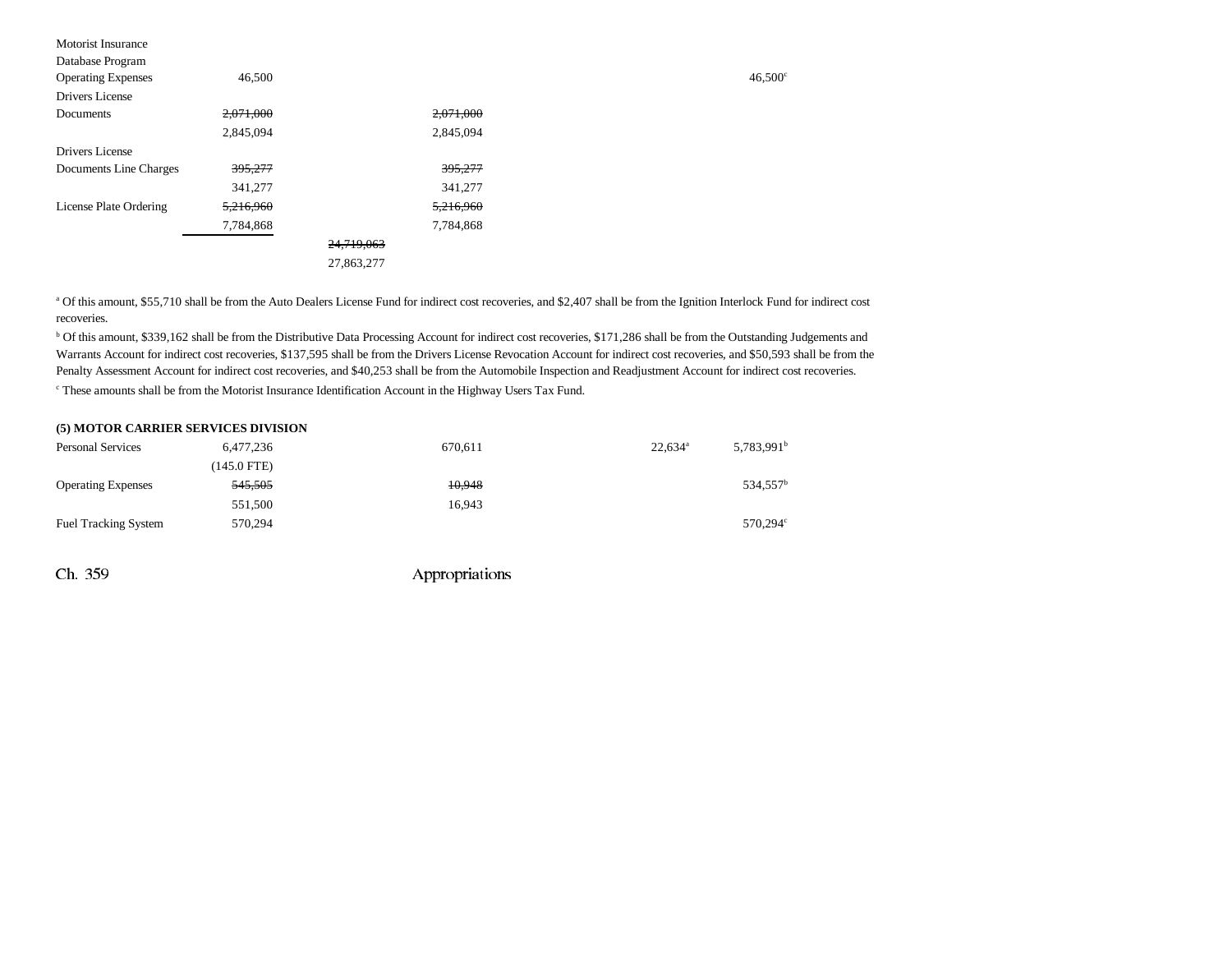| | | | | | | |
|---|---|---|---|---|---|---|
| Motorist Insurance Database Program Operating Expenses | 46,500 | | | | | 46,500[c] |
| Drivers License Documents | ~~2,071,000~~ 2,845,094 | | ~~2,071,000~~ 2,845,094 | | | |
| Drivers License Documents Line Charges | ~~395,277~~ 341,277 | | ~~395,277~~ 341,277 | | | |
| License Plate Ordering | ~~5,216,960~~ 7,784,868 | | ~~5,216,960~~ 7,784,868 | | | |
| | | ~~24,719,063~~ 27,863,277 | | | | |

[a] Of this amount, $55,710 shall be from the Auto Dealers License Fund for indirect cost recoveries, and $2,407 shall be from the Ignition Interlock Fund for indirect cost recoveries.

[b] Of this amount, $339,162 shall be from the Distributive Data Processing Account for indirect cost recoveries, $171,286 shall be from the Outstanding Judgements and Warrants Account for indirect cost recoveries, $137,595 shall be from the Drivers License Revocation Account for indirect cost recoveries, and $50,593 shall be from the Penalty Assessment Account for indirect cost recoveries, and $40,253 shall be from the Automobile Inspection and Readjustment Account for indirect cost recoveries.

[c] These amounts shall be from the Motorist Insurance Identification Account in the Highway Users Tax Fund.

**(5) MOTOR CARRIER SERVICES DIVISION**

| | | | | | | |
|---|---|---|---|---|---|---|
| Personal Services | 6,477,236 (145.0 FTE) | | 670,611 | | 22,634[a] | 5,783,991[b] |
| Operating Expenses | ~~545,505~~ 551,500 | | ~~10,948~~ 16,943 | | | 534,557[b] |
| Fuel Tracking System | 570,294 | | | | | 570,294[c] |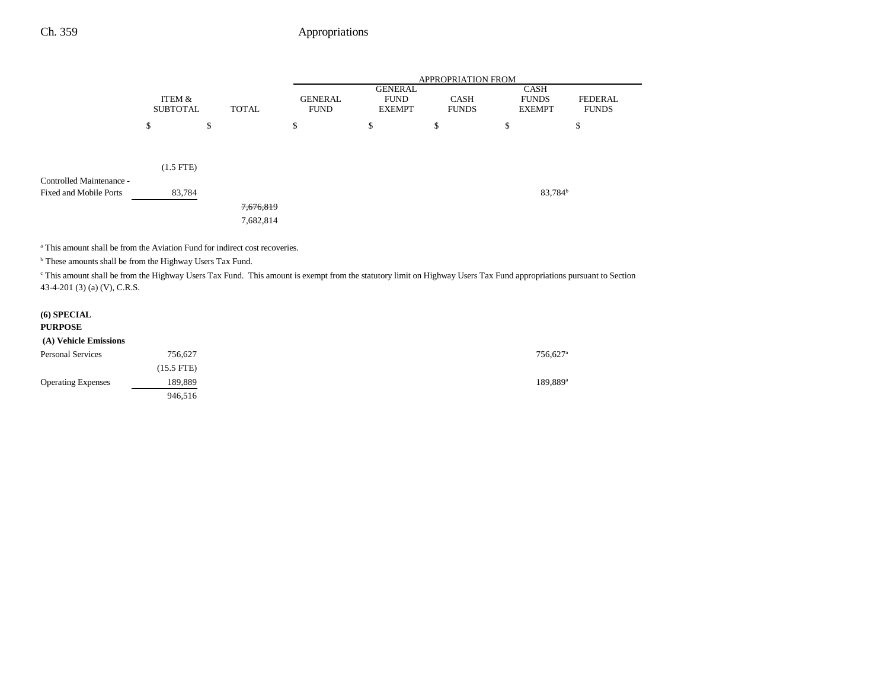| | ITEM & SUBTOTAL | TOTAL | APPROPRIATION FROM GENERAL FUND | GENERAL FUND EXEMPT | CASH FUNDS | CASH FUNDS EXEMPT | FEDERAL FUNDS |
|---|---|---|---|---|---|---|---|
| | $ | $ | $ | $ | $ | $ | $ |
| | (1.5 FTE) | | | | | | |
| Controlled Maintenance - Fixed and Mobile Ports | 83,784 | | | | | 83,784[b] | |
| | | ~~7,676,819~~ | | | | | |
| | | 7,682,814 | | | | | |

[a] This amount shall be from the Aviation Fund for indirect cost recoveries.

[b] These amounts shall be from the Highway Users Tax Fund.

[c] This amount shall be from the Highway Users Tax Fund. This amount is exempt from the statutory limit on Highway Users Tax Fund appropriations pursuant to Section 43-4-201 (3) (a) (V), C.R.S.

| | ITEM & SUBTOTAL | TOTAL | GENERAL FUND | GENERAL FUND EXEMPT | CASH FUNDS | CASH FUNDS EXEMPT | FEDERAL FUNDS |
|---|---|---|---|---|---|---|---|
| **(6) SPECIAL PURPOSE** | | | | | | | |
| **(A) Vehicle Emissions** | | | | | | | |
| Personal Services | 756,627 | | | | | 756,627[a] | |
| | (15.5 FTE) | | | | | | |
| Operating Expenses | 189,889 | | | | | 189,889[a] | |
| | 946,516 | | | | | | |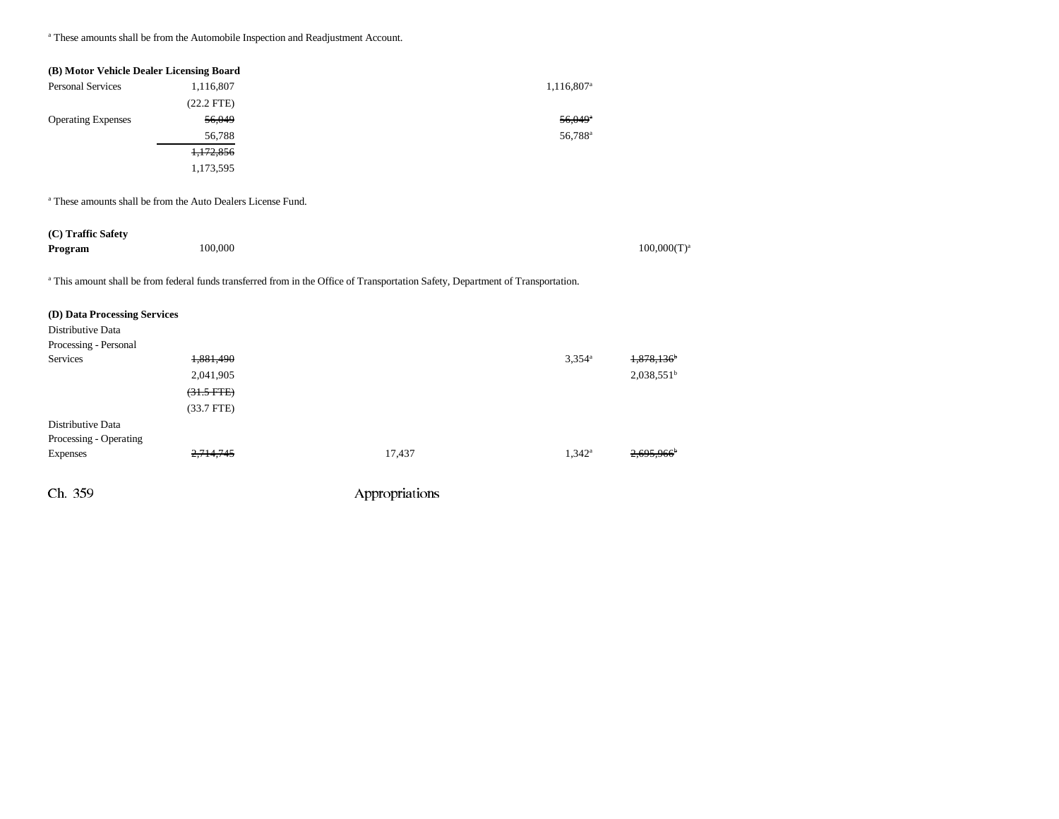[a] These amounts shall be from the Automobile Inspection and Readjustment Account.

**(B) Motor Vehicle Dealer Licensing Board**

| | | | | | |
|---|---|---|---|---|---|
| Personal Services | 1,116,807 | | | 1,116,807[a] | |
| | (22.2 FTE) | | | | |
| Operating Expenses | ~~56,049~~ | | | ~~56,049[a]~~ | |
| | 56,788 | | | 56,788[a] | |
| | ~~1,172,856~~ | | | | |
| | 1,173,595 | | | | |

[a] These amounts shall be from the Auto Dealers License Fund.

| | | | | | |
|---|---|---|---|---|---|
| **(C) Traffic Safety Program** | 100,000 | | | | 100,000(T)[a] |

[a] This amount shall be from federal funds transferred from in the Office of Transportation Safety, Department of Transportation.

**(D) Data Processing Services**

| | | | | | |
|---|---|---|---|---|---|
| Distributive Data Processing - Personal Services | ~~1,881,490~~ | | | 3,354[a] | ~~1,878,136[b]~~ |
| | 2,041,905 | | | | 2,038,551[b] |
| | ~~(31.5 FTE)~~ | | | | |
| | (33.7 FTE) | | | | |
| Distributive Data Processing - Operating Expenses | ~~2,714,745~~ | | 17,437 | 1,342[a] | ~~2,695,966[b]~~ |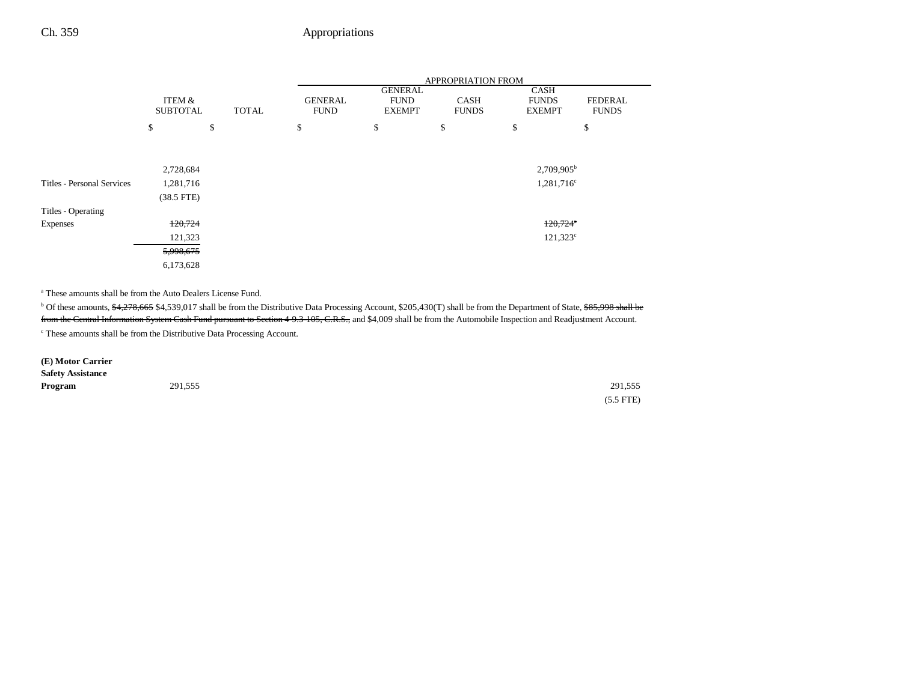| | ITEM & SUBTOTAL | TOTAL | APPROPRIATION FROM | | | | |
|---|---|---|---|---|---|---|---|
| | | | GENERAL FUND | GENERAL FUND EXEMPT | CASH FUNDS | CASH FUNDS EXEMPT | FEDERAL FUNDS |
| | $ | $ | $ | $ | $ | $ | $ |
| | 2,728,684 | | | | | 2,709,905[b] | |
| Titles - Personal Services | 1,281,716 | | | | | 1,281,716[c] | |
| | (38.5 FTE) | | | | | | |
| Titles - Operating Expenses | ~~120,724~~ | | | | | ~~120,724~~[a] | |
| | 121,323 | | | | | 121,323[c] | |
| | ~~5,998,675~~ | | | | | | |
| | 6,173,628 | | | | | | |

[a] These amounts shall be from the Auto Dealers License Fund.

[b] Of these amounts, ~~$4,278,665~~ $4,539,017 shall be from the Distributive Data Processing Account, $205,430(T) shall be from the Department of State, ~~$85,998 shall be from the Central Information System Cash Fund pursuant to Section 4-9.3-105, C.R.S.,~~ and $4,009 shall be from the Automobile Inspection and Readjustment Account.

[c] These amounts shall be from the Distributive Data Processing Account.

| | ITEM & SUBTOTAL | TOTAL | GENERAL FUND | GENERAL FUND EXEMPT | CASH FUNDS | CASH FUNDS EXEMPT | FEDERAL FUNDS |
|---|---|---|---|---|---|---|---|
| **(E) Motor Carrier Safety Assistance Program** | 291,555 | | | | | | 291,555 |
| | | | | | | | (5.5 FTE) |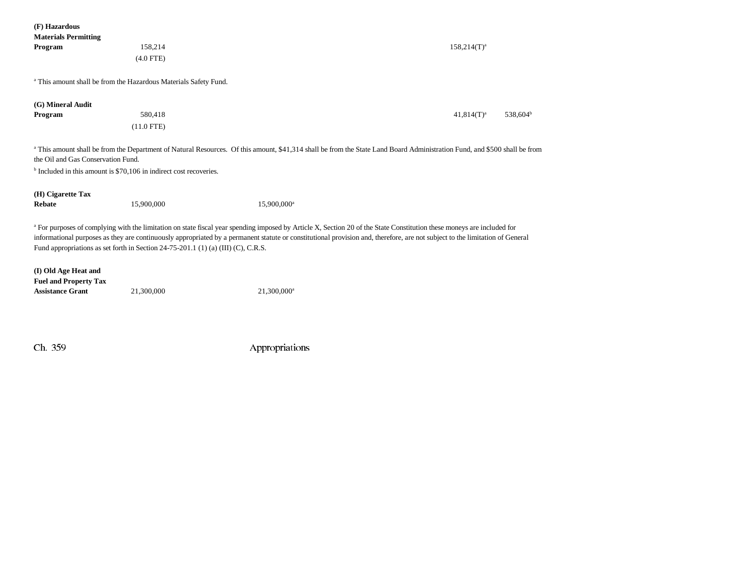| | | | | | | |
|---|---|---|---|---|---|---|
| **(F) Hazardous Materials Permitting Program** | 158,214 | | | | 158,214(T)[a] | |
| | (4.0 FTE) | | | | | |

[a] This amount shall be from the Hazardous Materials Safety Fund.

| | | | | | | |
|---|---|---|---|---|---|---|
| **(G) Mineral Audit Program** | 580,418 | | | | 41,814(T)[a] | 538,604[b] |
| | (11.0 FTE) | | | | | |

[a] This amount shall be from the Department of Natural Resources. Of this amount, $41,314 shall be from the State Land Board Administration Fund, and $500 shall be from the Oil and Gas Conservation Fund.

[b] Included in this amount is $70,106 in indirect cost recoveries.

| | | | | | | |
|---|---|---|---|---|---|---|
| **(H) Cigarette Tax Rebate** | 15,900,000 | 15,900,000[a] | | | | |

[a] For purposes of complying with the limitation on state fiscal year spending imposed by Article X, Section 20 of the State Constitution these moneys are included for informational purposes as they are continuously appropriated by a permanent statute or constitutional provision and, therefore, are not subject to the limitation of General Fund appropriations as set forth in Section 24-75-201.1 (1) (a) (III) (C), C.R.S.

| | | | | | | |
|---|---|---|---|---|---|---|
| **(I) Old Age Heat and Fuel and Property Tax Assistance Grant** | 21,300,000 | 21,300,000[a] | | | | |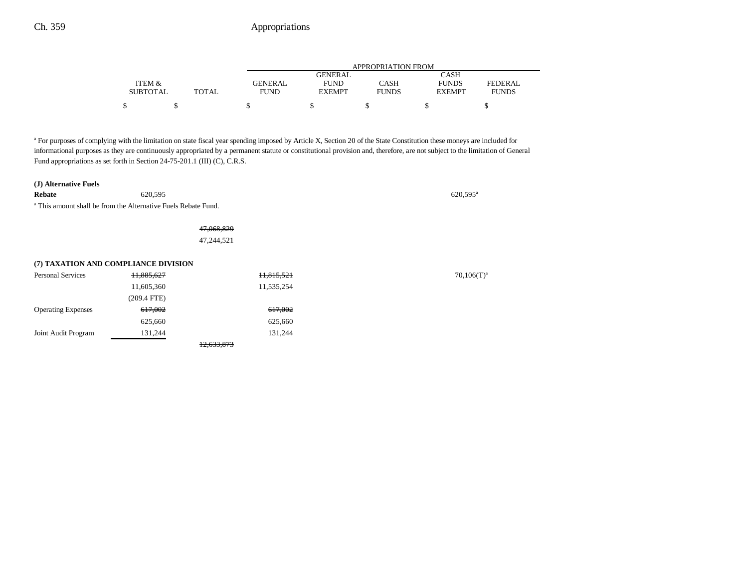| | ITEM & SUBTOTAL | TOTAL | GENERAL FUND | GENERAL FUND EXEMPT | CASH FUNDS | CASH FUNDS EXEMPT | FEDERAL FUNDS |
|---|---|---|---|---|---|---|---|
| | $ | $ | $ | $ | $ | $ | $ |

[a] For purposes of complying with the limitation on state fiscal year spending imposed by Article X, Section 20 of the State Constitution these moneys are included for informational purposes as they are continuously appropriated by a permanent statute or constitutional provision and, therefore, are not subject to the limitation of General Fund appropriations as set forth in Section 24-75-201.1 (III) (C), C.R.S.

| | ITEM & SUBTOTAL | TOTAL | GENERAL FUND | GENERAL FUND EXEMPT | CASH FUNDS | CASH FUNDS EXEMPT | FEDERAL FUNDS |
|---|---|---|---|---|---|---|---|
| **(J) Alternative Fuels Rebate** | 620,595 | | | | | 620,595[a] | |

[a] This amount shall be from the Alternative Fuels Rebate Fund.

| | ITEM & SUBTOTAL | TOTAL | GENERAL FUND | GENERAL FUND EXEMPT | CASH FUNDS | CASH FUNDS EXEMPT | FEDERAL FUNDS |
|---|---|---|---|---|---|---|---|
| | | ~~47,068,829~~ | | | | | |
| | | 47,244,521 | | | | | |
| **(7) TAXATION AND COMPLIANCE DIVISION** | | | | | | | |
| Personal Services | ~~11,885,627~~ | | ~~11,815,521~~ | | | 70,106(T)[a] | |
| | 11,605,360 | | 11,535,254 | | | | |
| | (209.4 FTE) | | | | | | |
| Operating Expenses | ~~617,002~~ | | ~~617,002~~ | | | | |
| | 625,660 | | 625,660 | | | | |
| Joint Audit Program | 131,244 | | 131,244 | | | | |
| | | ~~12,633,873~~ | | | | | |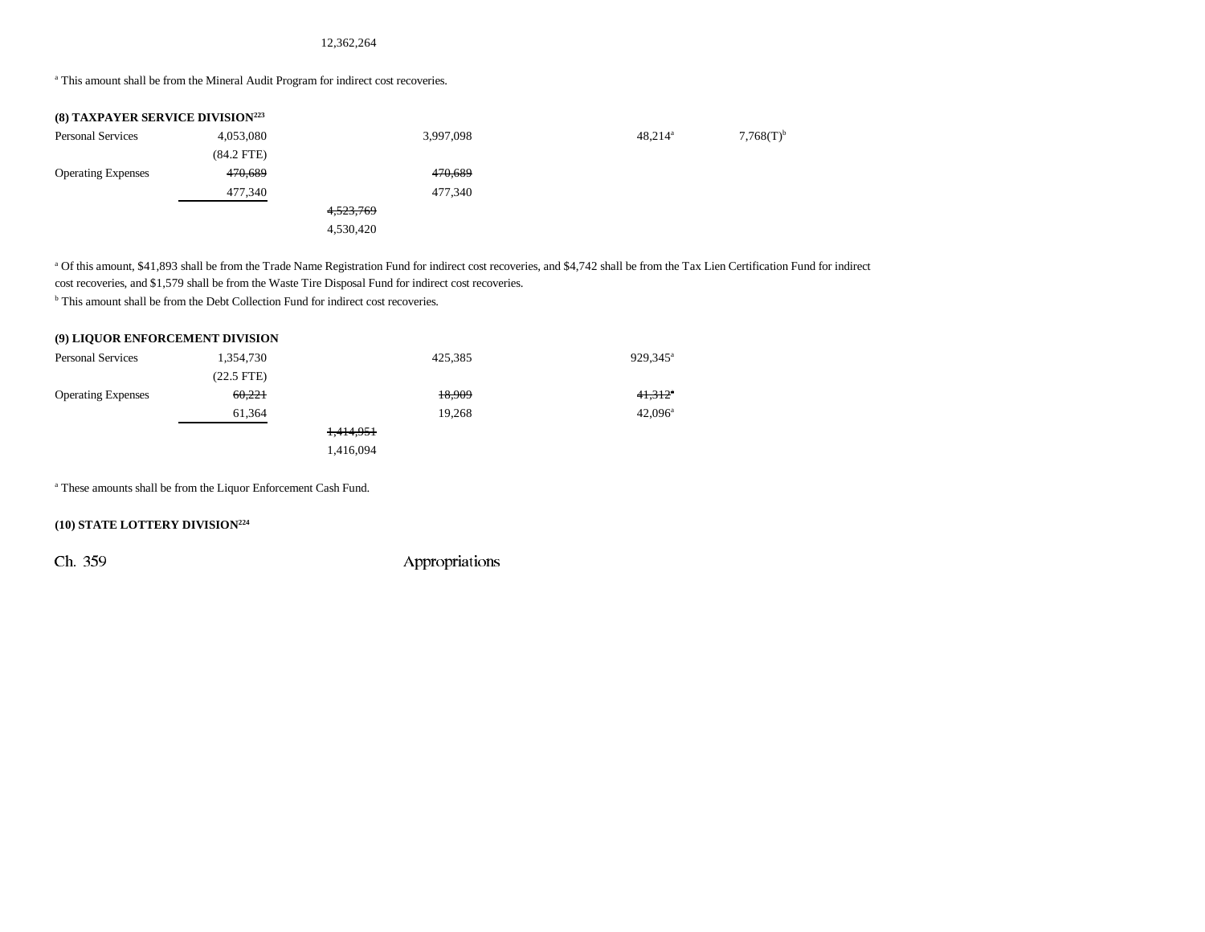12,362,264

[a] This amount shall be from the Mineral Audit Program for indirect cost recoveries.

**(8) TAXPAYER SERVICE DIVISION[223]**

| | | | | | |
|---|---|---|---|---|---|
| Personal Services | 4,053,080 | | 3,997,098 | 48,214[a] | 7,768(T)[b] |
| | (84.2 FTE) | | | | |
| Operating Expenses | ~~470,689~~ | | ~~470,689~~ | | |
| | 477,340 | | 477,340 | | |
| | | ~~4,523,769~~ | | | |
| | | 4,530,420 | | | |

[a] Of this amount, $41,893 shall be from the Trade Name Registration Fund for indirect cost recoveries, and $4,742 shall be from the Tax Lien Certification Fund for indirect cost recoveries, and $1,579 shall be from the Waste Tire Disposal Fund for indirect cost recoveries.
[b] This amount shall be from the Debt Collection Fund for indirect cost recoveries.

**(9) LIQUOR ENFORCEMENT DIVISION**

| | | | | |
|---|---|---|---|---|
| Personal Services | 1,354,730 | | 425,385 | 929,345[a] |
| | (22.5 FTE) | | | |
| Operating Expenses | ~~60,221~~ | | ~~18,909~~ | ~~41,312~~[a] |
| | 61,364 | | 19,268 | 42,096[a] |
| | | ~~1,414,951~~ | | |
| | | 1,416,094 | | |

[a] These amounts shall be from the Liquor Enforcement Cash Fund.

**(10) STATE LOTTERY DIVISION[224]**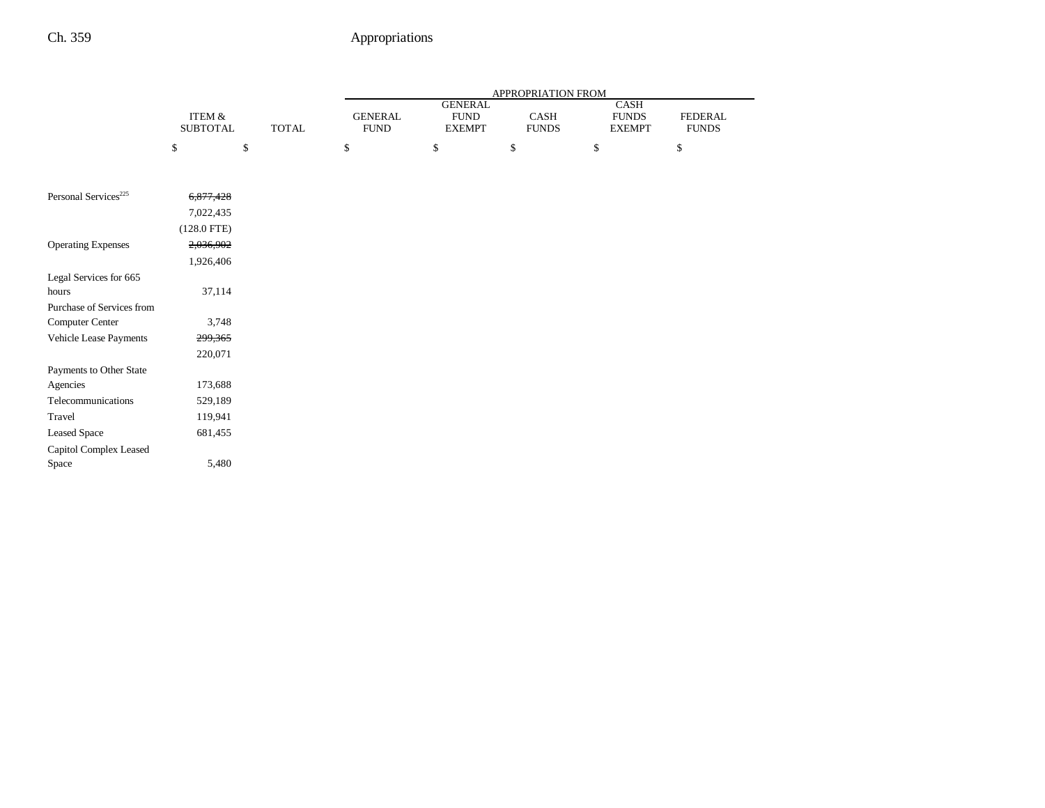| | ITEM & SUBTOTAL | TOTAL | APPROPRIATION FROM GENERAL FUND | GENERAL FUND EXEMPT | CASH FUNDS | CASH FUNDS EXEMPT | FEDERAL FUNDS |
|---|---|---|---|---|---|---|---|
| | $ | $ | $ | $ | $ | $ | $ |
| Personal Services[225] | ~~6,877,428~~ | | | | | | |
| | 7,022,435 | | | | | | |
| | (128.0 FTE) | | | | | | |
| Operating Expenses | ~~2,036,902~~ | | | | | | |
| | 1,926,406 | | | | | | |
| Legal Services for 665 hours | 37,114 | | | | | | |
| Purchase of Services from Computer Center | 3,748 | | | | | | |
| Vehicle Lease Payments | ~~299,365~~ | | | | | | |
| | 220,071 | | | | | | |
| Payments to Other State Agencies | 173,688 | | | | | | |
| Telecommunications | 529,189 | | | | | | |
| Travel | 119,941 | | | | | | |
| Leased Space | 681,455 | | | | | | |
| Capitol Complex Leased Space | 5,480 | | | | | | |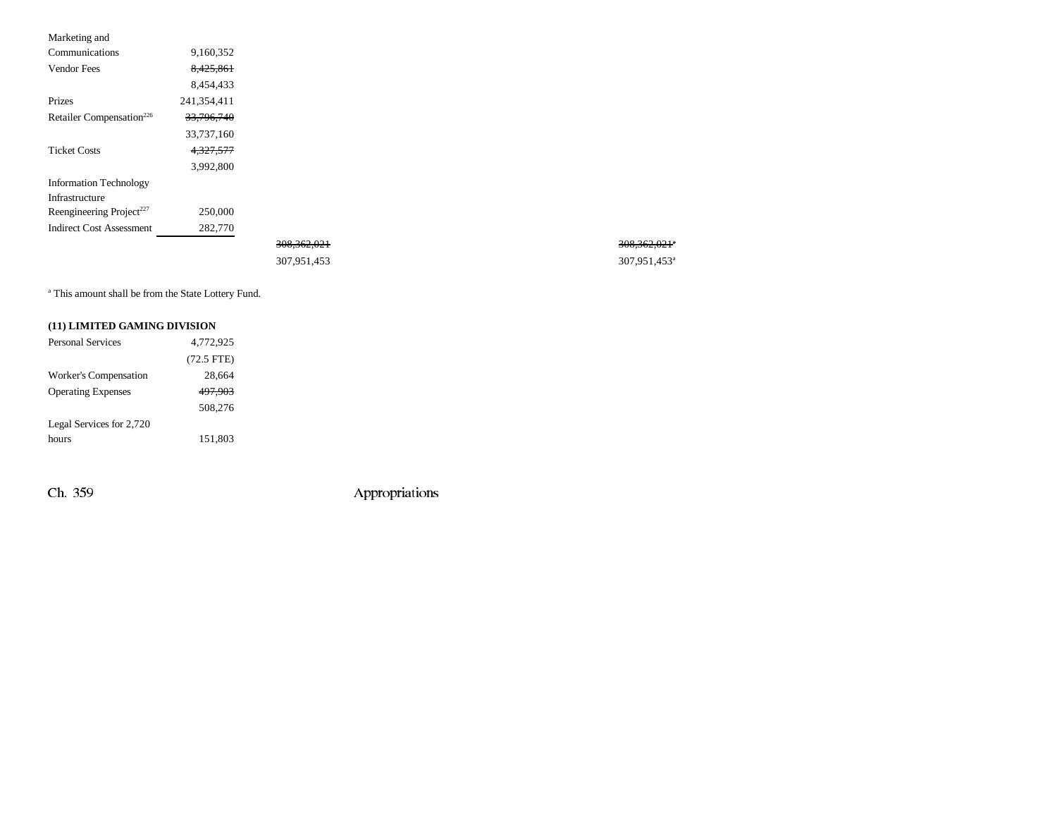| | | | |
|---|---|---|---|
| Marketing and Communications | 9,160,352 | | |
| Vendor Fees | ~~8,425,861~~ | | |
| | 8,454,433 | | |
| Prizes | 241,354,411 | | |
| Retailer Compensation[226] | ~~33,796,740~~ | | |
| | 33,737,160 | | |
| Ticket Costs | ~~4,327,577~~ | | |
| | 3,992,800 | | |
| Information Technology Infrastructure Reengineering Project[227] | 250,000 | | |
| Indirect Cost Assessment | 282,770 | | |
| | | ~~308,362,021~~ | ~~308,362,021~~[a] |
| | | 307,951,453 | 307,951,453[a] |

[a] This amount shall be from the State Lottery Fund.

**(11) LIMITED GAMING DIVISION**

| | |
|---|---|
| Personal Services | 4,772,925 |
| | (72.5 FTE) |
| Worker's Compensation | 28,664 |
| Operating Expenses | ~~497,903~~ |
| | 508,276 |
| Legal Services for 2,720 hours | 151,803 |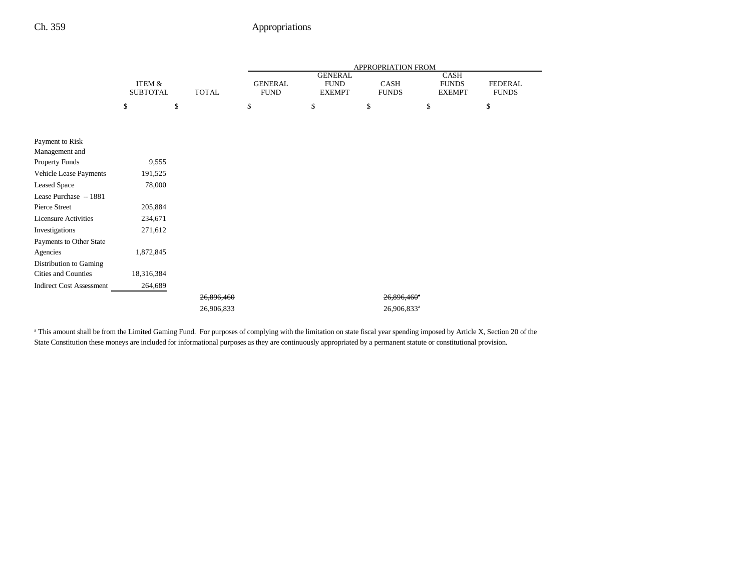| | ITEM & SUBTOTAL | TOTAL | APPROPRIATION FROM GENERAL FUND | GENERAL FUND EXEMPT | CASH FUNDS | CASH FUNDS EXEMPT | FEDERAL FUNDS |
|---|---|---|---|---|---|---|---|
| | $ | $ | $ | $ | $ | $ | $ |
| Payment to Risk Management and Property Funds | 9,555 | | | | | | |
| Vehicle Lease Payments | 191,525 | | | | | | |
| Leased Space | 78,000 | | | | | | |
| Lease Purchase -- 1881 Pierce Street | 205,884 | | | | | | |
| Licensure Activities | 234,671 | | | | | | |
| Investigations | 271,612 | | | | | | |
| Payments to Other State Agencies | 1,872,845 | | | | | | |
| Distribution to Gaming Cities and Counties | 18,316,384 | | | | | | |
| Indirect Cost Assessment | 264,689 | | | | | | |
| | | ~~26,896,460~~ | | | ~~26,896,460~~[a] | | |
| | | 26,906,833 | | | 26,906,833[a] | | |

[a] This amount shall be from the Limited Gaming Fund. For purposes of complying with the limitation on state fiscal year spending imposed by Article X, Section 20 of the State Constitution these moneys are included for informational purposes as they are continuously appropriated by a permanent statute or constitutional provision.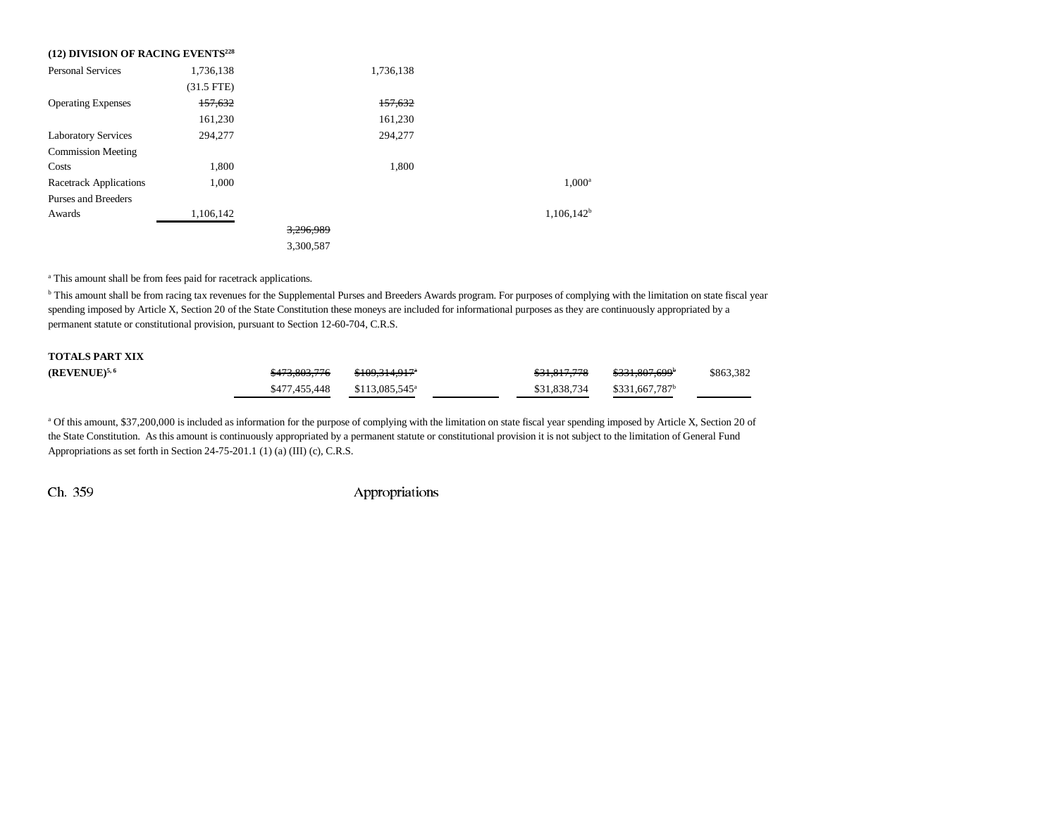**(12) DIVISION OF RACING EVENTS**[228]

| | | | | | | | |
|---|---|---|---|---|---|---|---|
| Personal Services | 1,736,138 | | 1,736,138 | | | | |
| | (31.5 FTE) | | | | | | |
| Operating Expenses | ~~157,632~~ | | ~~157,632~~ | | | | |
| | 161,230 | | 161,230 | | | | |
| Laboratory Services | 294,277 | | 294,277 | | | | |
| Commission Meeting Costs | 1,800 | | 1,800 | | | | |
| Racetrack Applications | 1,000 | | | | 1,000[a] | | |
| Purses and Breeders Awards | 1,106,142 | | | | 1,106,142[b] | | |
| | | ~~3,296,989~~ | | | | | |
| | | 3,300,587 | | | | | |

[a] This amount shall be from fees paid for racetrack applications.

[b] This amount shall be from racing tax revenues for the Supplemental Purses and Breeders Awards program. For purposes of complying with the limitation on state fiscal year spending imposed by Article X, Section 20 of the State Constitution these moneys are included for informational purposes as they are continuously appropriated by a permanent statute or constitutional provision, pursuant to Section 12-60-704, C.R.S.

| | | | | | | |
|---|---|---|---|---|---|---|
| **TOTALS PART XIX (REVENUE)**[5, 6] | ~~$473,803,776~~ | ~~$109,314,917~~[a] | | ~~$31,817,778~~ | ~~$331,807,699~~[b] | $863,382 |
| | $477,455,448 | $113,085,545[a] | | $31,838,734 | $331,667,787[b] | |

[a] Of this amount, $37,200,000 is included as information for the purpose of complying with the limitation on state fiscal year spending imposed by Article X, Section 20 of the State Constitution. As this amount is continuously appropriated by a permanent statute or constitutional provision it is not subject to the limitation of General Fund Appropriations as set forth in Section 24-75-201.1 (1) (a) (III) (c), C.R.S.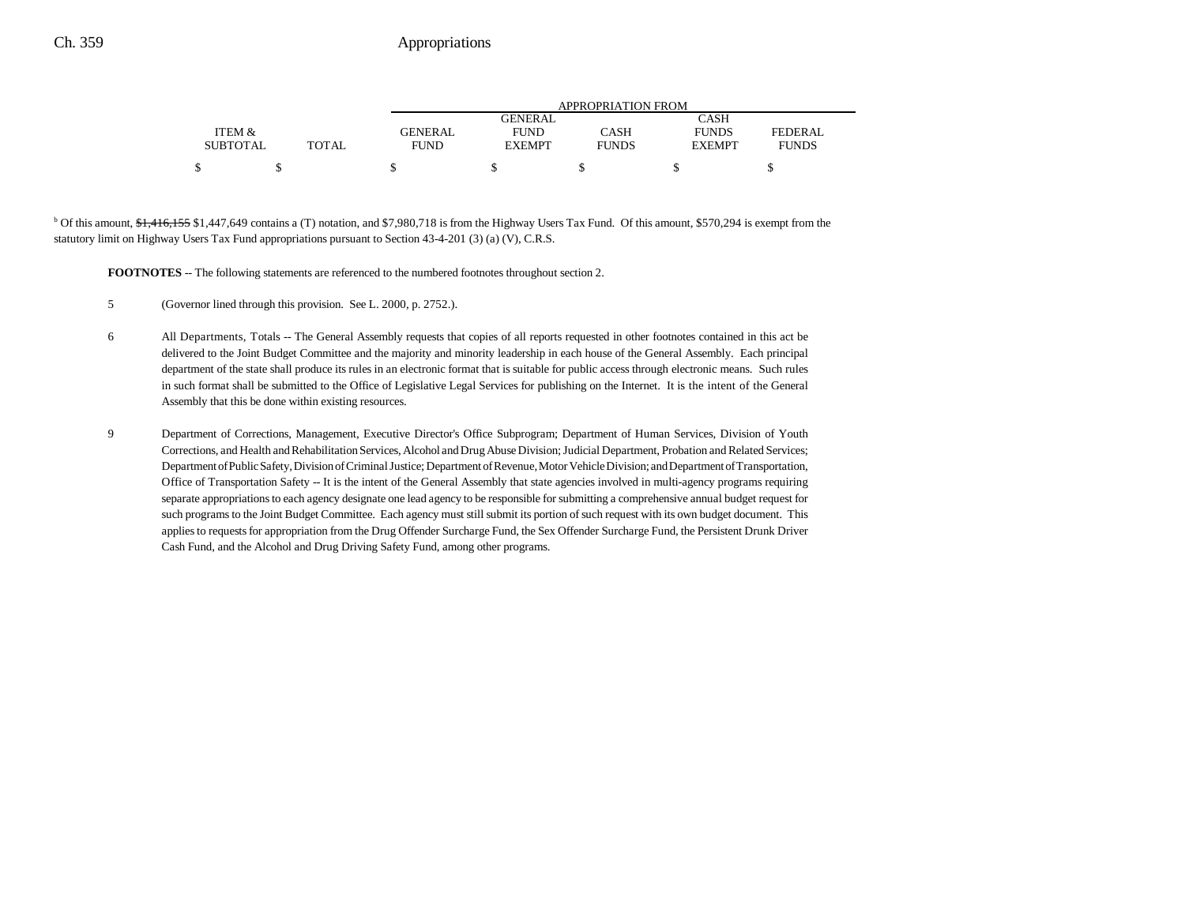| ITEM & SUBTOTAL | TOTAL | APPROPRIATION FROM GENERAL FUND | GENERAL FUND EXEMPT | CASH FUNDS | CASH FUNDS EXEMPT | FEDERAL FUNDS |
|---|---|---|---|---|---|---|
| $ | $ | $ | $ | $ | $ | $ |

[b] Of this amount, ~~$1,416,155~~ $1,447,649 contains a (T) notation, and $7,980,718 is from the Highway Users Tax Fund. Of this amount, $570,294 is exempt from the statutory limit on Highway Users Tax Fund appropriations pursuant to Section 43-4-201 (3) (a) (V), C.R.S.

**FOOTNOTES** -- The following statements are referenced to the numbered footnotes throughout section 2.

5 (Governor lined through this provision. See L. 2000, p. 2752.).

6 All Departments, Totals -- The General Assembly requests that copies of all reports requested in other footnotes contained in this act be delivered to the Joint Budget Committee and the majority and minority leadership in each house of the General Assembly. Each principal department of the state shall produce its rules in an electronic format that is suitable for public access through electronic means. Such rules in such format shall be submitted to the Office of Legislative Legal Services for publishing on the Internet. It is the intent of the General Assembly that this be done within existing resources.

9 Department of Corrections, Management, Executive Director's Office Subprogram; Department of Human Services, Division of Youth Corrections, and Health and Rehabilitation Services, Alcohol and Drug Abuse Division; Judicial Department, Probation and Related Services; Department of Public Safety, Division of Criminal Justice; Department of Revenue, Motor Vehicle Division; and Department of Transportation, Office of Transportation Safety -- It is the intent of the General Assembly that state agencies involved in multi-agency programs requiring separate appropriations to each agency designate one lead agency to be responsible for submitting a comprehensive annual budget request for such programs to the Joint Budget Committee. Each agency must still submit its portion of such request with its own budget document. This applies to requests for appropriation from the Drug Offender Surcharge Fund, the Sex Offender Surcharge Fund, the Persistent Drunk Driver Cash Fund, and the Alcohol and Drug Driving Safety Fund, among other programs.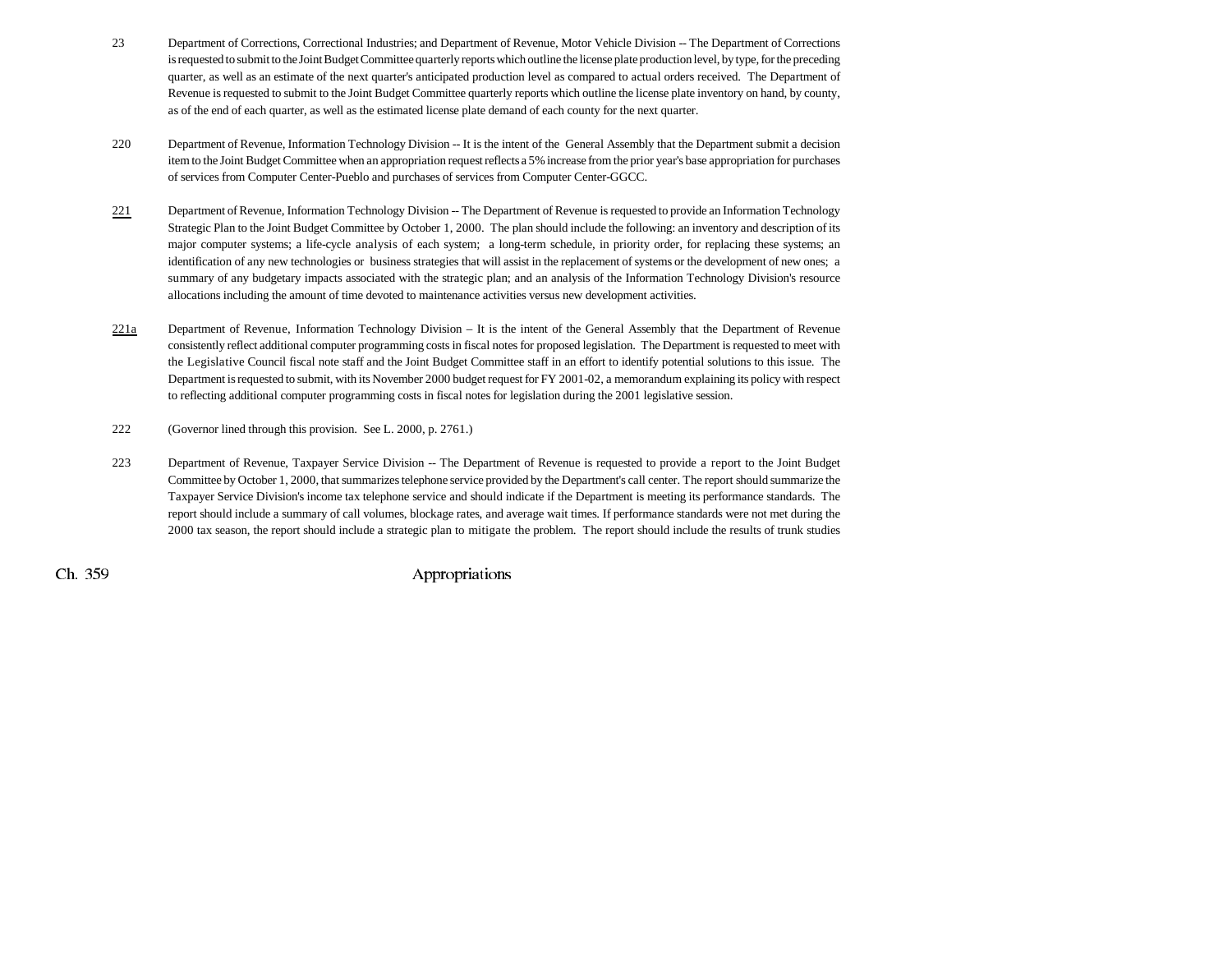23 Department of Corrections, Correctional Industries; and Department of Revenue, Motor Vehicle Division -- The Department of Corrections is requested to submit to the Joint Budget Committee quarterly reports which outline the license plate production level, by type, for the preceding quarter, as well as an estimate of the next quarter's anticipated production level as compared to actual orders received. The Department of Revenue is requested to submit to the Joint Budget Committee quarterly reports which outline the license plate inventory on hand, by county, as of the end of each quarter, as well as the estimated license plate demand of each county for the next quarter.

220 Department of Revenue, Information Technology Division -- It is the intent of the General Assembly that the Department submit a decision item to the Joint Budget Committee when an appropriation request reflects a 5% increase from the prior year's base appropriation for purchases of services from Computer Center-Pueblo and purchases of services from Computer Center-GGCC.

221 Department of Revenue, Information Technology Division -- The Department of Revenue is requested to provide an Information Technology Strategic Plan to the Joint Budget Committee by October 1, 2000. The plan should include the following: an inventory and description of its major computer systems; a life-cycle analysis of each system; a long-term schedule, in priority order, for replacing these systems; an identification of any new technologies or business strategies that will assist in the replacement of systems or the development of new ones; a summary of any budgetary impacts associated with the strategic plan; and an analysis of the Information Technology Division's resource allocations including the amount of time devoted to maintenance activities versus new development activities.

221a Department of Revenue, Information Technology Division – It is the intent of the General Assembly that the Department of Revenue consistently reflect additional computer programming costs in fiscal notes for proposed legislation. The Department is requested to meet with the Legislative Council fiscal note staff and the Joint Budget Committee staff in an effort to identify potential solutions to this issue. The Department is requested to submit, with its November 2000 budget request for FY 2001-02, a memorandum explaining its policy with respect to reflecting additional computer programming costs in fiscal notes for legislation during the 2001 legislative session.

222 (Governor lined through this provision. See L. 2000, p. 2761.)

223 Department of Revenue, Taxpayer Service Division -- The Department of Revenue is requested to provide a report to the Joint Budget Committee by October 1, 2000, that summarizes telephone service provided by the Department's call center. The report should summarize the Taxpayer Service Division's income tax telephone service and should indicate if the Department is meeting its performance standards. The report should include a summary of call volumes, blockage rates, and average wait times. If performance standards were not met during the 2000 tax season, the report should include a strategic plan to mitigate the problem. The report should include the results of trunk studies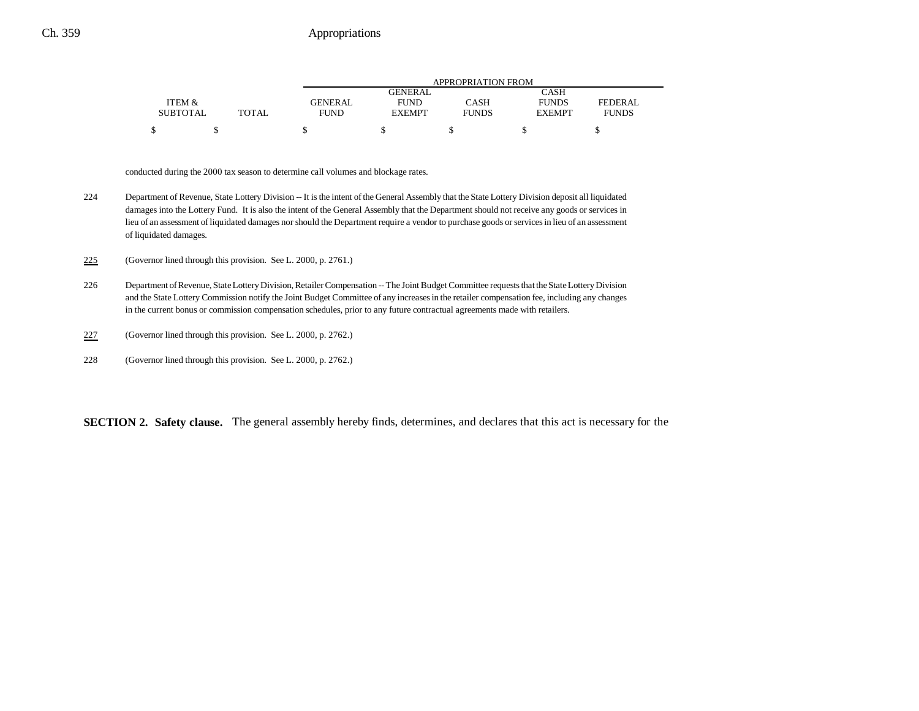| ITEM & SUBTOTAL | TOTAL | GENERAL FUND | GENERAL FUND EXEMPT | CASH FUNDS | CASH FUNDS EXEMPT | FEDERAL FUNDS |
|---|---|---|---|---|---|---|
| $ | $ | $ | $ | $ | $ | $ |

conducted during the 2000 tax season to determine call volumes and blockage rates.

224 Department of Revenue, State Lottery Division -- It is the intent of the General Assembly that the State Lottery Division deposit all liquidated damages into the Lottery Fund. It is also the intent of the General Assembly that the Department should not receive any goods or services in lieu of an assessment of liquidated damages nor should the Department require a vendor to purchase goods or services in lieu of an assessment of liquidated damages.

225 (Governor lined through this provision. See L. 2000, p. 2761.)

226 Department of Revenue, State Lottery Division, Retailer Compensation -- The Joint Budget Committee requests that the State Lottery Division and the State Lottery Commission notify the Joint Budget Committee of any increases in the retailer compensation fee, including any changes in the current bonus or commission compensation schedules, prior to any future contractual agreements made with retailers.

227 (Governor lined through this provision. See L. 2000, p. 2762.)

228 (Governor lined through this provision. See L. 2000, p. 2762.)

**SECTION 2. Safety clause.** The general assembly hereby finds, determines, and declares that this act is necessary for the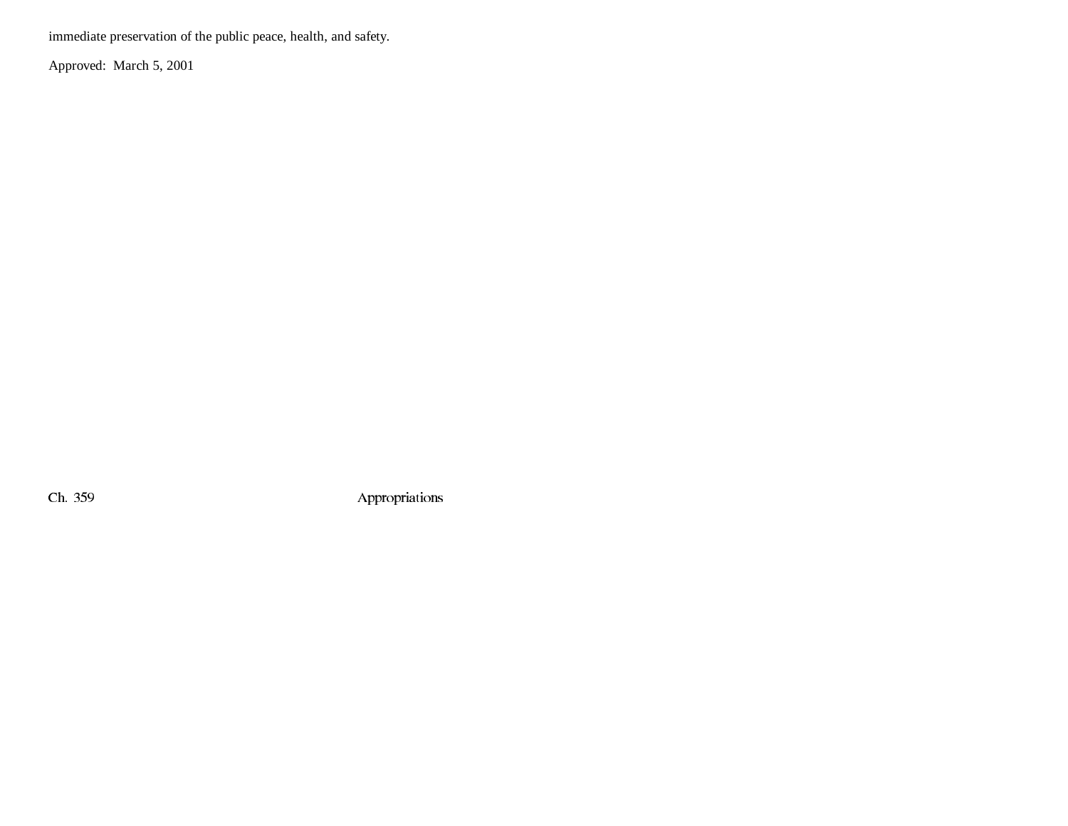immediate preservation of the public peace, health, and safety.

Approved: March 5, 2001